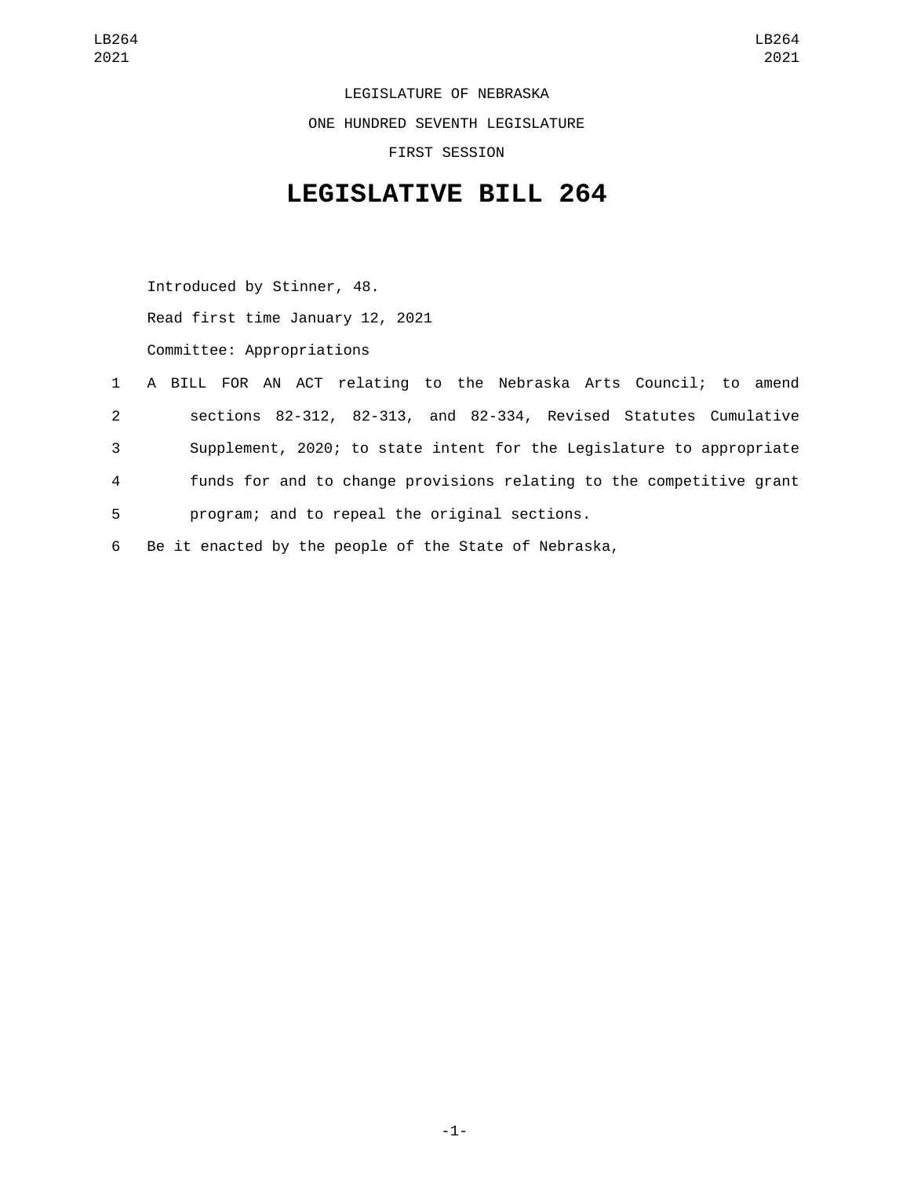LEGISLATURE OF NEBRASKA

ONE HUNDRED SEVENTH LEGISLATURE

FIRST SESSION

# LEGISLATIVE BILL 264

Introduced by Stinner, 48.

Read first time January 12, 2021

Committee: Appropriations

A BILL FOR AN ACT relating to the Nebraska Arts Council; to amend sections 82-312, 82-313, and 82-334, Revised Statutes Cumulative Supplement, 2020; to state intent for the Legislature to appropriate funds for and to change provisions relating to the competitive grant program; and to repeal the original sections.

Be it enacted by the people of the State of Nebraska,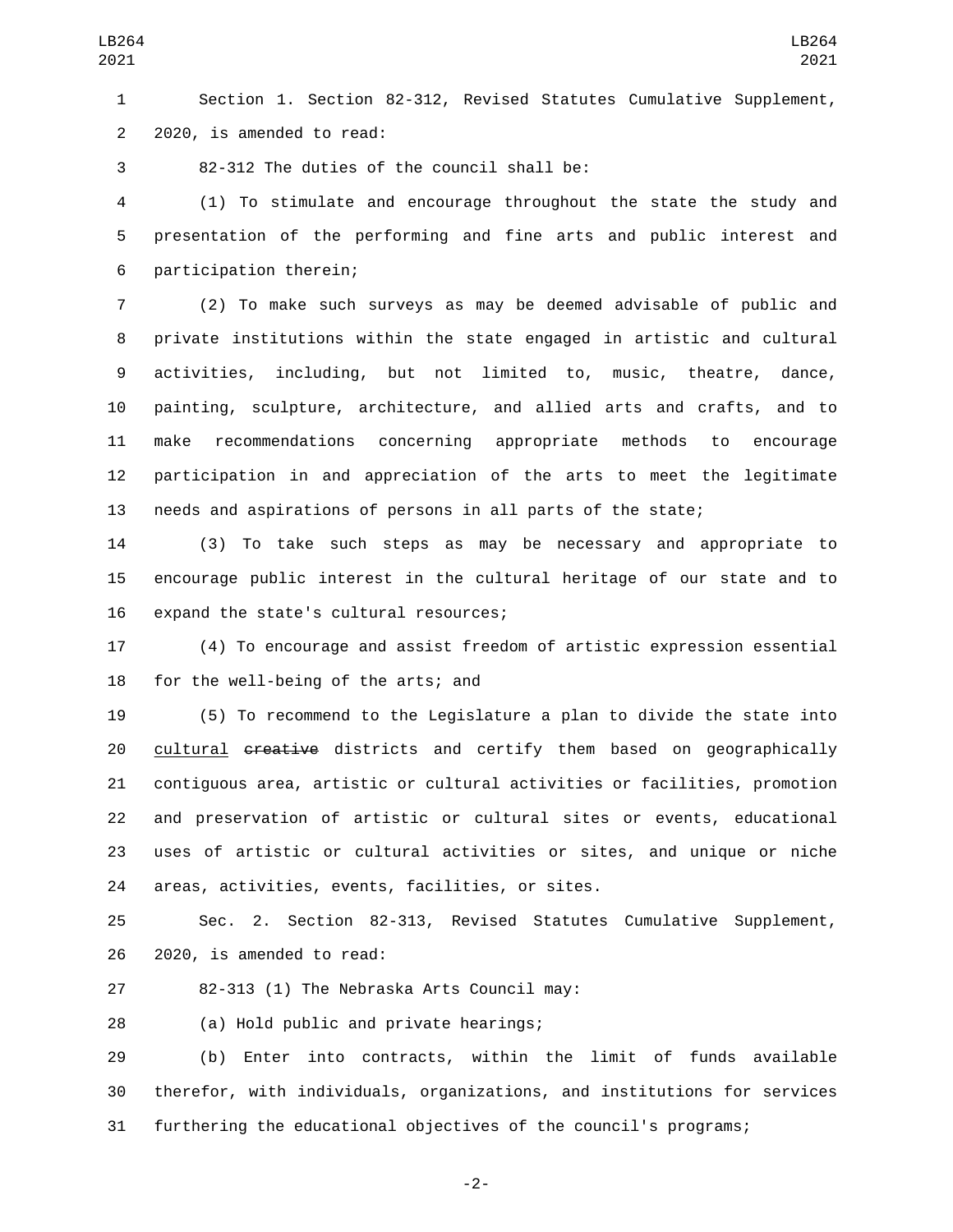Section 1. Section 82-312, Revised Statutes Cumulative Supplement, 2020, is amended to read:

82-312 The duties of the council shall be:

(1) To stimulate and encourage throughout the state the study and presentation of the performing and fine arts and public interest and participation therein;

(2) To make such surveys as may be deemed advisable of public and private institutions within the state engaged in artistic and cultural activities, including, but not limited to, music, theatre, dance, painting, sculpture, architecture, and allied arts and crafts, and to make recommendations concerning appropriate methods to encourage participation in and appreciation of the arts to meet the legitimate needs and aspirations of persons in all parts of the state;

(3) To take such steps as may be necessary and appropriate to encourage public interest in the cultural heritage of our state and to expand the state's cultural resources;

(4) To encourage and assist freedom of artistic expression essential for the well-being of the arts; and

(5) To recommend to the Legislature a plan to divide the state into <u>cultural</u> ~~creative~~ districts and certify them based on geographically contiguous area, artistic or cultural activities or facilities, promotion and preservation of artistic or cultural sites or events, educational uses of artistic or cultural activities or sites, and unique or niche areas, activities, events, facilities, or sites.

Sec. 2. Section 82-313, Revised Statutes Cumulative Supplement, 2020, is amended to read:

82-313 (1) The Nebraska Arts Council may:

(a) Hold public and private hearings;

(b) Enter into contracts, within the limit of funds available therefor, with individuals, organizations, and institutions for services furthering the educational objectives of the council's programs;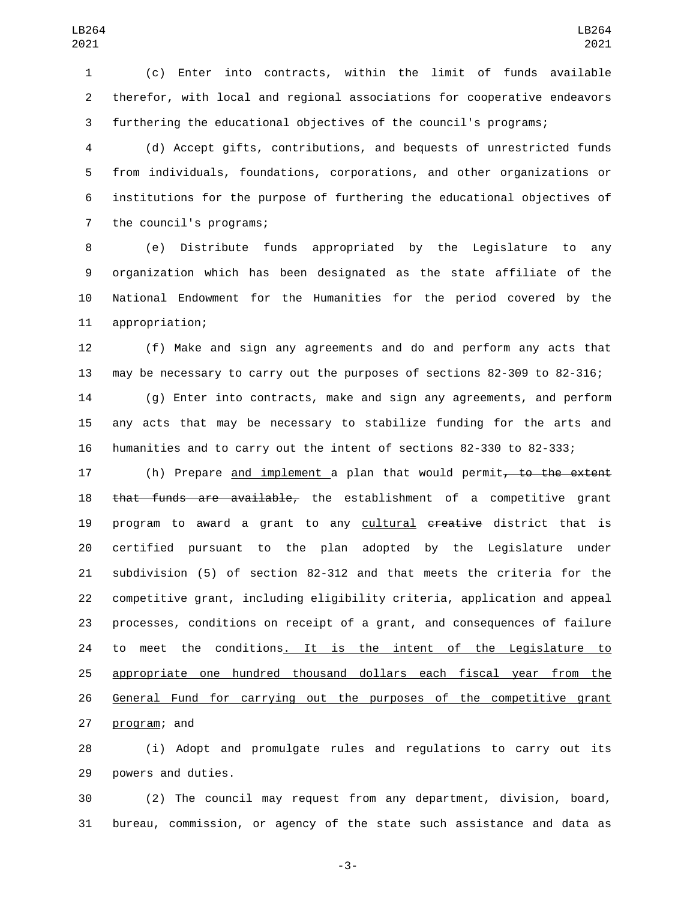(c) Enter into contracts, within the limit of funds available therefor, with local and regional associations for cooperative endeavors furthering the educational objectives of the council's programs;

(d) Accept gifts, contributions, and bequests of unrestricted funds from individuals, foundations, corporations, and other organizations or institutions for the purpose of furthering the educational objectives of the council's programs;

(e) Distribute funds appropriated by the Legislature to any organization which has been designated as the state affiliate of the National Endowment for the Humanities for the period covered by the appropriation;

(f) Make and sign any agreements and do and perform any acts that may be necessary to carry out the purposes of sections 82-309 to 82-316;

(g) Enter into contracts, make and sign any agreements, and perform any acts that may be necessary to stabilize funding for the arts and humanities and to carry out the intent of sections 82-330 to 82-333;

(h) Prepare <u>and implement</u> a plan that would permit~~, to the extent that funds are available,~~ the establishment of a competitive grant program to award a grant to any <u>cultural</u> ~~creative~~ district that is certified pursuant to the plan adopted by the Legislature under subdivision (5) of section 82-312 and that meets the criteria for the competitive grant, including eligibility criteria, application and appeal processes, conditions on receipt of a grant, and consequences of failure to meet the conditions<u>. It is the intent of the Legislature to appropriate one hundred thousand dollars each fiscal year from the General Fund for carrying out the purposes of the competitive grant program</u>; and

(i) Adopt and promulgate rules and regulations to carry out its powers and duties.

(2) The council may request from any department, division, board, bureau, commission, or agency of the state such assistance and data as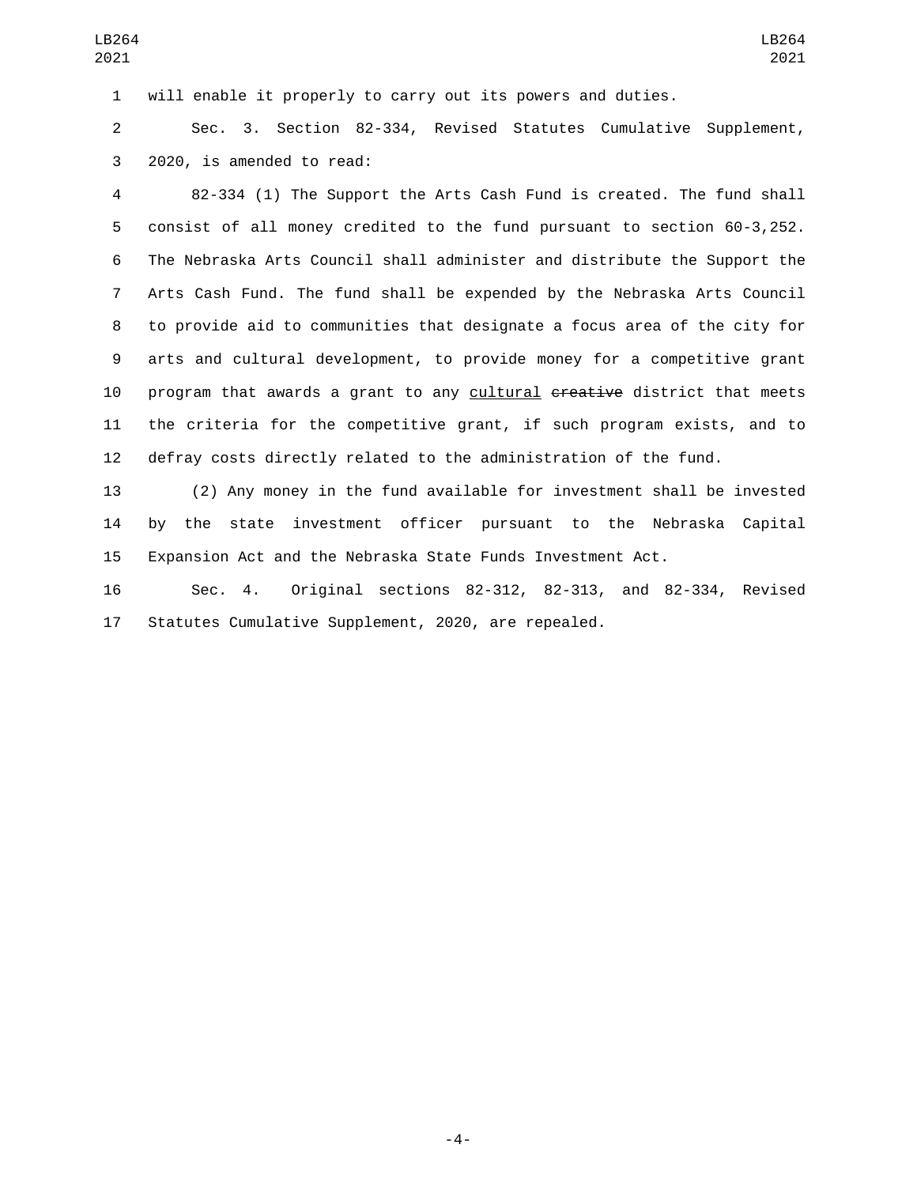will enable it properly to carry out its powers and duties.

Sec. 3. Section 82-334, Revised Statutes Cumulative Supplement, 2020, is amended to read:

82-334 (1) The Support the Arts Cash Fund is created. The fund shall consist of all money credited to the fund pursuant to section 60-3,252. The Nebraska Arts Council shall administer and distribute the Support the Arts Cash Fund. The fund shall be expended by the Nebraska Arts Council to provide aid to communities that designate a focus area of the city for arts and cultural development, to provide money for a competitive grant program that awards a grant to any <u>cultural</u> ~~creative~~ district that meets the criteria for the competitive grant, if such program exists, and to defray costs directly related to the administration of the fund.

(2) Any money in the fund available for investment shall be invested by the state investment officer pursuant to the Nebraska Capital Expansion Act and the Nebraska State Funds Investment Act.

Sec. 4. Original sections 82-312, 82-313, and 82-334, Revised Statutes Cumulative Supplement, 2020, are repealed.